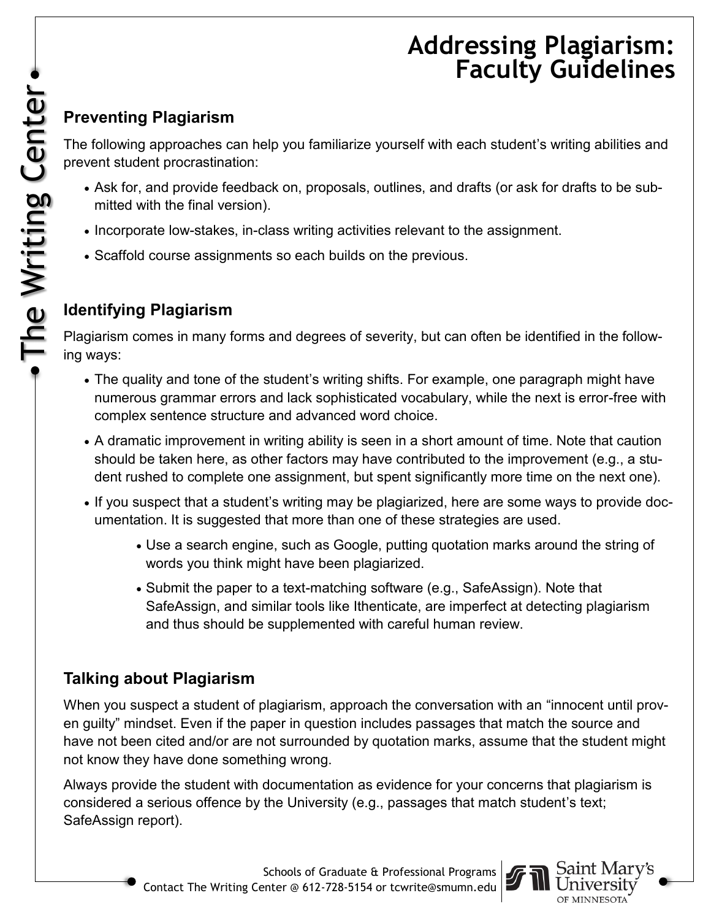# Addressing Plagiarism: Faculty Guidelines

## Preventing Plagiarism

The following approaches can help you familiarize yourself with each student's writing abilities and prevent student procrastination:

- Ask for, and provide feedback on, proposals, outlines, and drafts (or ask for drafts to be submitted with the final version).
- Incorporate low-stakes, in-class writing activities relevant to the assignment.
- Scaffold course assignments so each builds on the previous.

## Identifying Plagiarism

Plagiarism comes in many forms and degrees of severity, but can often be identified in the following ways:

- The quality and tone of the student's writing shifts. For example, one paragraph might have numerous grammar errors and lack sophisticated vocabulary, while the next is error-free with complex sentence structure and advanced word choice.
- A dramatic improvement in writing ability is seen in a short amount of time. Note that caution should be taken here, as other factors may have contributed to the improvement (e.g., a student rushed to complete one assignment, but spent significantly more time on the next one).
- If you suspect that a student's writing may be plagiarized, here are some ways to provide documentation. It is suggested that more than one of these strategies are used.
  - Use a search engine, such as Google, putting quotation marks around the string of words you think might have been plagiarized.
  - Submit the paper to a text-matching software (e.g., SafeAssign). Note that SafeAssign, and similar tools like Ithenticate, are imperfect at detecting plagiarism and thus should be supplemented with careful human review.

## Talking about Plagiarism

When you suspect a student of plagiarism, approach the conversation with an "innocent until proven guilty" mindset. Even if the paper in question includes passages that match the source and have not been cited and/or are not surrounded by quotation marks, assume that the student might not know they have done something wrong.

Always provide the student with documentation as evidence for your concerns that plagiarism is considered a serious offence by the University (e.g., passages that match student's text; SafeAssign report).

Schools of Graduate & Professional Programs
Contact The Writing Center @ 612-728-5154 or tcwrite@smumn.edu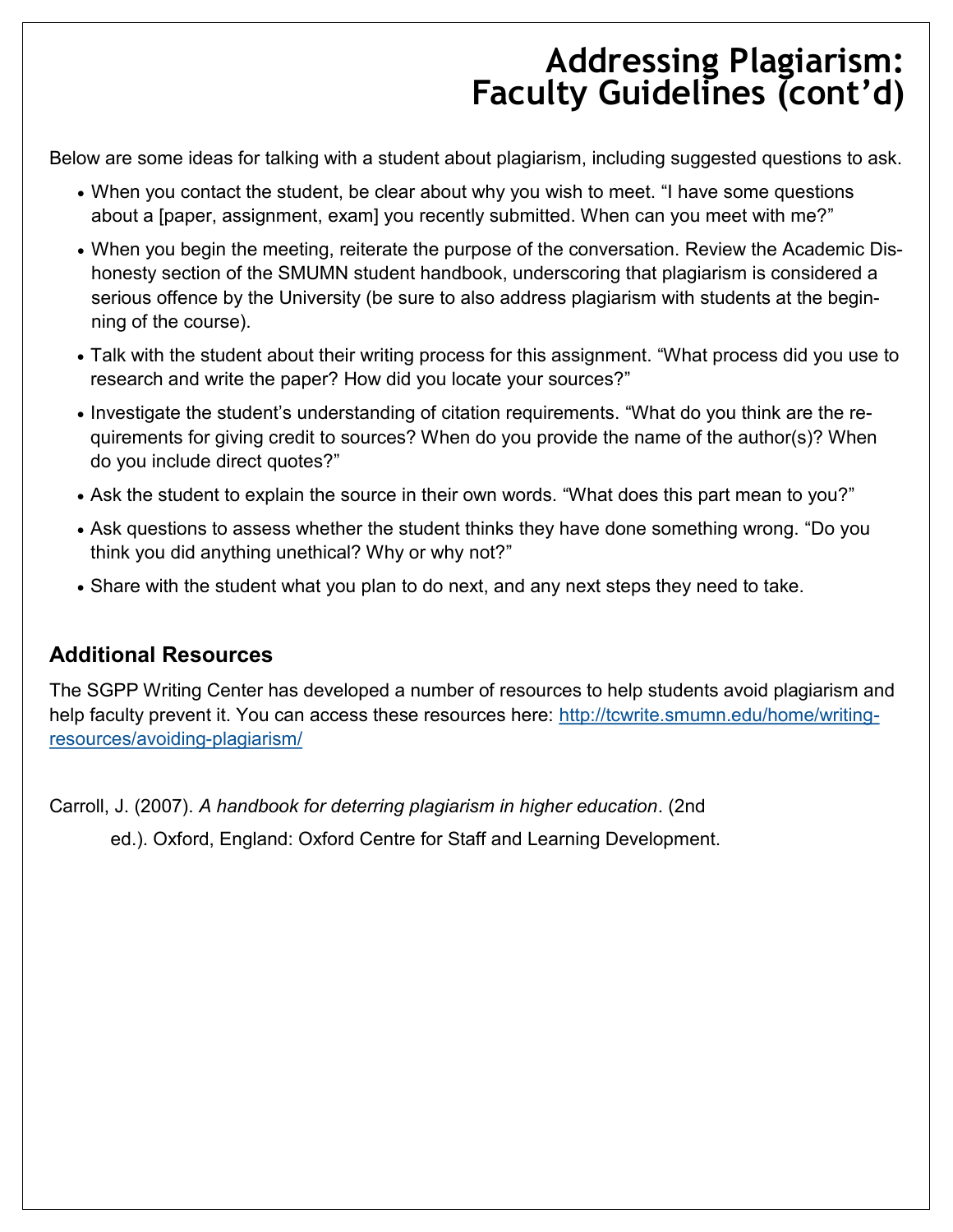# Addressing Plagiarism: Faculty Guidelines (cont'd)

Below are some ideas for talking with a student about plagiarism, including suggested questions to ask.

- When you contact the student, be clear about why you wish to meet. "I have some questions about a [paper, assignment, exam] you recently submitted. When can you meet with me?"
- When you begin the meeting, reiterate the purpose of the conversation. Review the Academic Dishonesty section of the SMUMN student handbook, underscoring that plagiarism is considered a serious offence by the University (be sure to also address plagiarism with students at the beginning of the course).
- Talk with the student about their writing process for this assignment. "What process did you use to research and write the paper? How did you locate your sources?"
- Investigate the student's understanding of citation requirements. "What do you think are the requirements for giving credit to sources? When do you provide the name of the author(s)? When do you include direct quotes?"
- Ask the student to explain the source in their own words. "What does this part mean to you?"
- Ask questions to assess whether the student thinks they have done something wrong. "Do you think you did anything unethical? Why or why not?"
- Share with the student what you plan to do next, and any next steps they need to take.

## Additional Resources

The SGPP Writing Center has developed a number of resources to help students avoid plagiarism and help faculty prevent it. You can access these resources here: http://tcwrite.smumn.edu/home/writing-resources/avoiding-plagiarism/

Carroll, J. (2007). *A handbook for deterring plagiarism in higher education*. (2nd ed.). Oxford, England: Oxford Centre for Staff and Learning Development.